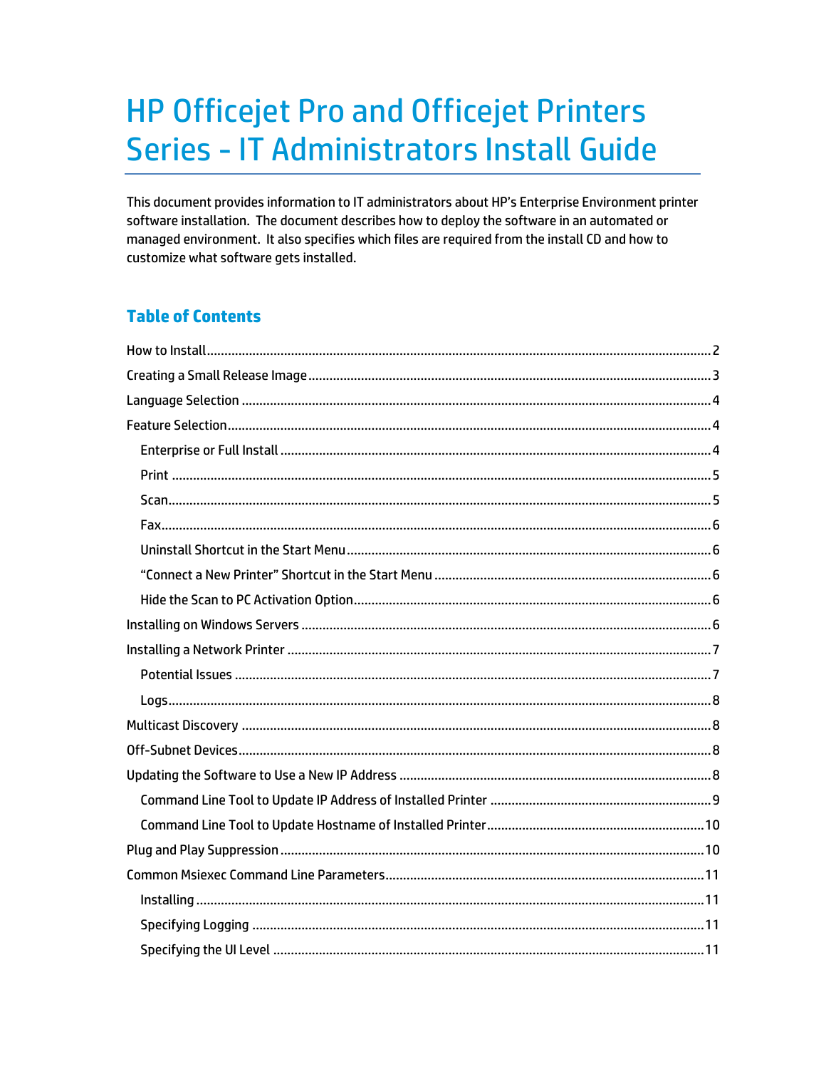# HP Officejet Pro and Officejet Printers Series - IT Administrators Install Guide

This document provides information to IT administrators about HP's Enterprise Environment printer software installation. The document describes how to deploy the software in an automated or managed environment. It also specifies which files are required from the install CD and how to customize what software gets installed.

## Table of Contents

- How to Install ........ 2
- Creating a Small Release Image ........ 3
- Language Selection ........ 4
- Feature Selection ........ 4
  - Enterprise or Full Install ........ 4
  - Print ........ 5
  - Scan ........ 5
  - Fax ........ 6
  - Uninstall Shortcut in the Start Menu ........ 6
  - "Connect a New Printer" Shortcut in the Start Menu ........ 6
  - Hide the Scan to PC Activation Option ........ 6
- Installing on Windows Servers ........ 6
- Installing a Network Printer ........ 7
  - Potential Issues ........ 7
  - Logs ........ 8
- Multicast Discovery ........ 8
- Off-Subnet Devices ........ 8
- Updating the Software to Use a New IP Address ........ 8
  - Command Line Tool to Update IP Address of Installed Printer ........ 9
  - Command Line Tool to Update Hostname of Installed Printer ........ 10
- Plug and Play Suppression ........ 10
- Common Msiexec Command Line Parameters ........ 11
  - Installing ........ 11
  - Specifying Logging ........ 11
  - Specifying the UI Level ........ 11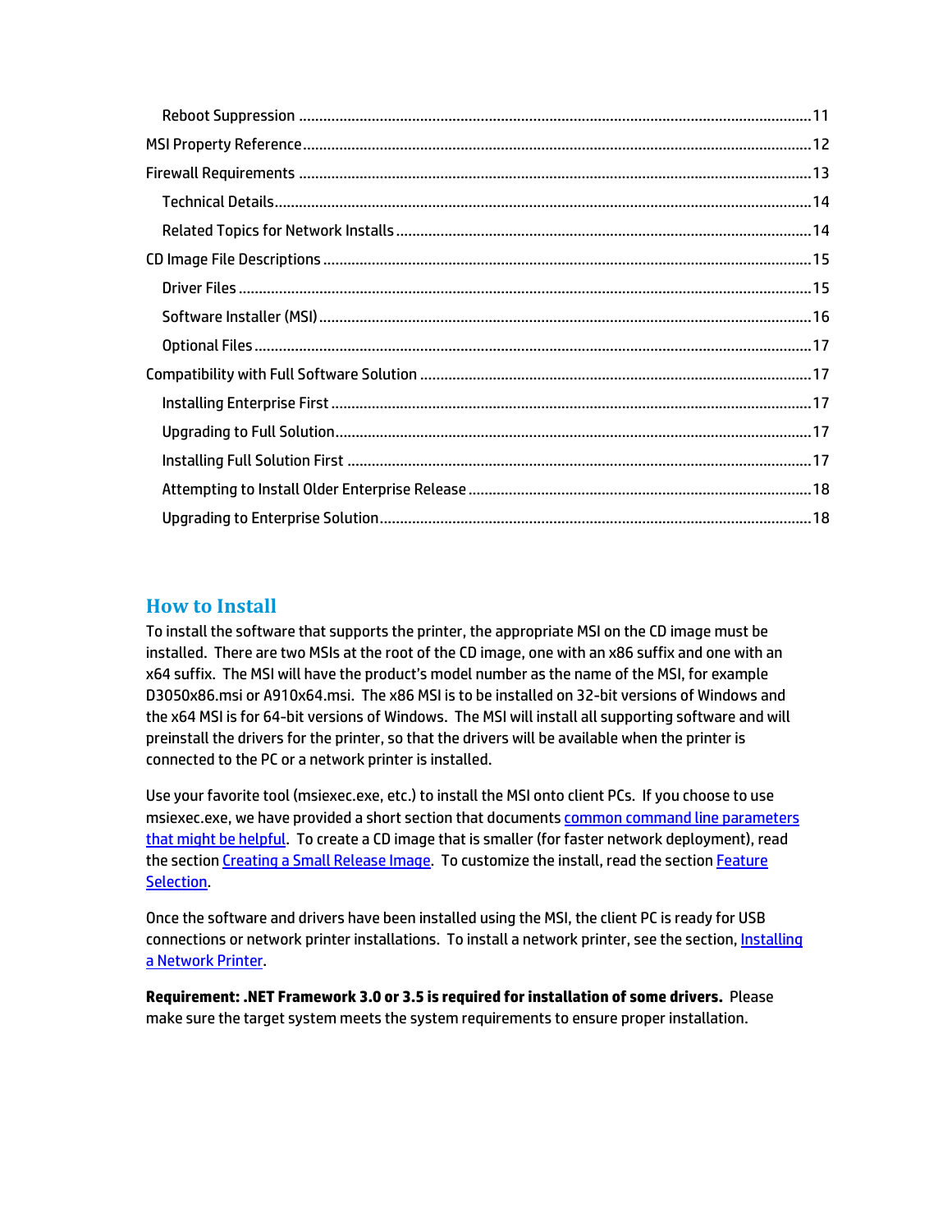Reboot Suppression ........................................................................................................................ 11

MSI Property Reference ...................................................................................................................... 12

Firewall Requirements ........................................................................................................................ 13

Technical Details ............................................................................................................................ 14

Related Topics for Network Installs ................................................................................................ 14

CD Image File Descriptions ................................................................................................................. 15

Driver Files ..................................................................................................................................... 15

Software Installer (MSI) .................................................................................................................. 16

Optional Files ................................................................................................................................. 17

Compatibility with Full Software Solution .......................................................................................... 17

Installing Enterprise First ............................................................................................................... 17

Upgrading to Full Solution .............................................................................................................. 17

Installing Full Solution First ............................................................................................................ 17

Attempting to Install Older Enterprise Release .............................................................................. 18

Upgrading to Enterprise Solution .................................................................................................... 18

## How to Install

To install the software that supports the printer, the appropriate MSI on the CD image must be installed. There are two MSIs at the root of the CD image, one with an x86 suffix and one with an x64 suffix. The MSI will have the product's model number as the name of the MSI, for example D3050x86.msi or A910x64.msi. The x86 MSI is to be installed on 32-bit versions of Windows and the x64 MSI is for 64-bit versions of Windows. The MSI will install all supporting software and will preinstall the drivers for the printer, so that the drivers will be available when the printer is connected to the PC or a network printer is installed.

Use your favorite tool (msiexec.exe, etc.) to install the MSI onto client PCs. If you choose to use msiexec.exe, we have provided a short section that documents common command line parameters that might be helpful. To create a CD image that is smaller (for faster network deployment), read the section Creating a Small Release Image. To customize the install, read the section Feature Selection.

Once the software and drivers have been installed using the MSI, the client PC is ready for USB connections or network printer installations. To install a network printer, see the section, Installing a Network Printer.

**Requirement: .NET Framework 3.0 or 3.5 is required for installation of some drivers.** Please make sure the target system meets the system requirements to ensure proper installation.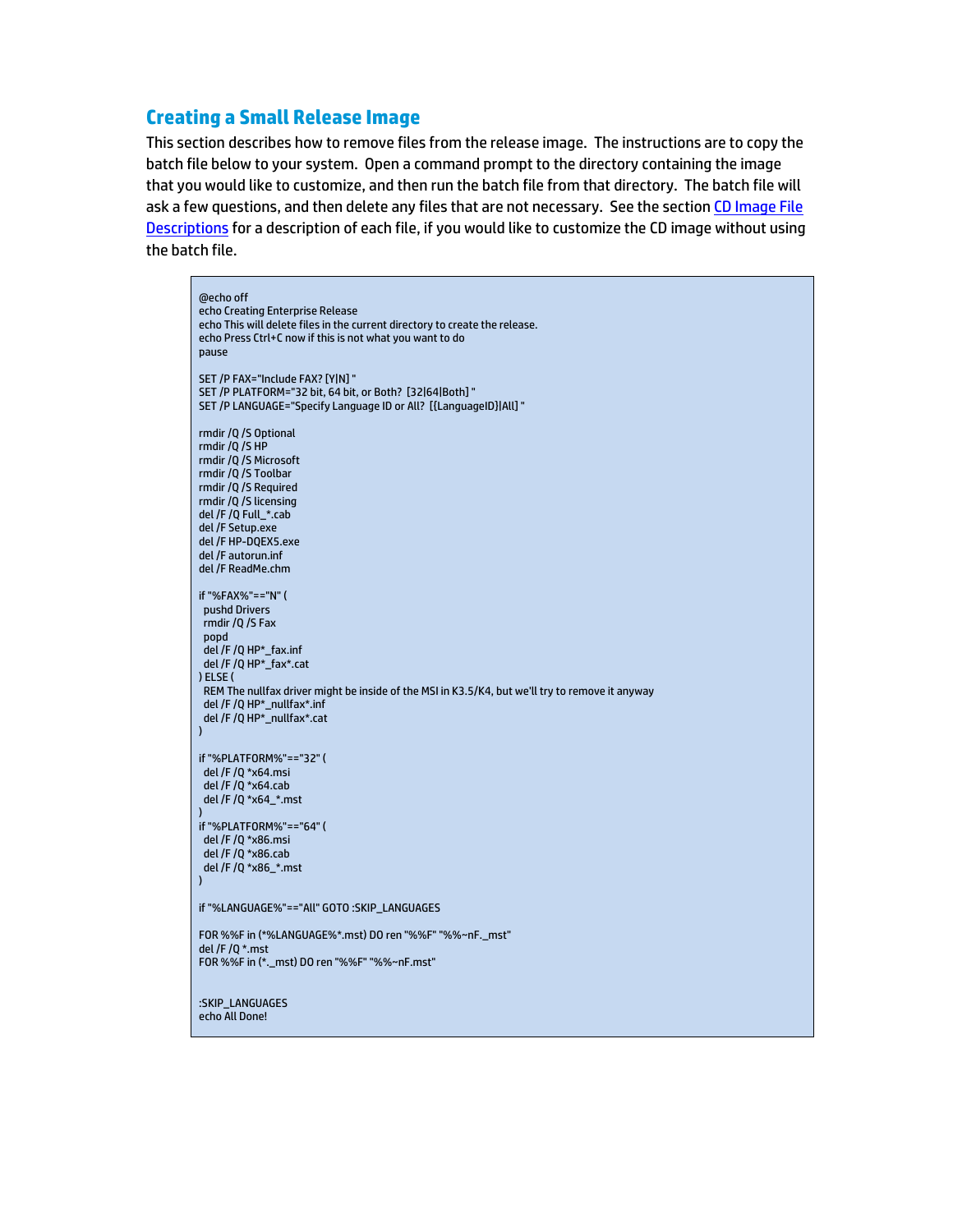## Creating a Small Release Image

This section describes how to remove files from the release image. The instructions are to copy the batch file below to your system. Open a command prompt to the directory containing the image that you would like to customize, and then run the batch file from that directory. The batch file will ask a few questions, and then delete any files that are not necessary. See the section CD Image File Descriptions for a description of each file, if you would like to customize the CD image without using the batch file.

```
@echo off
echo Creating Enterprise Release
echo This will delete files in the current directory to create the release.
echo Press Ctrl+C now if this is not what you want to do
pause

SET /P FAX="Include FAX? [Y|N] "
SET /P PLATFORM="32 bit, 64 bit, or Both? [32|64|Both] "
SET /P LANGUAGE="Specify Language ID or All? [[LanguageID]|All] "

rmdir /Q /S Optional
rmdir /Q /S HP
rmdir /Q /S Microsoft
rmdir /Q /S Toolbar
rmdir /Q /S Required
rmdir /Q /S licensing
del /F /Q Full_*.cab
del /F Setup.exe
del /F HP-DQEX5.exe
del /F autorun.inf
del /F ReadMe.chm

if "%FAX%"=="N" (
  pushd Drivers
  rmdir /Q /S Fax
  popd
  del /F /Q HP*_fax.inf
  del /F /Q HP*_fax*.cat
) ELSE (
  REM The nullfax driver might be inside of the MSI in K3.5/K4, but we'll try to remove it anyway
  del /F /Q HP*_nullfax*.inf
  del /F /Q HP*_nullfax*.cat
)

if "%PLATFORM%"=="32" (
  del /F /Q *x64.msi
  del /F /Q *x64.cab
  del /F /Q *x64_*.mst
)
if "%PLATFORM%"=="64" (
  del /F /Q *x86.msi
  del /F /Q *x86.cab
  del /F /Q *x86_*.mst
)

if "%LANGUAGE%"=="All" GOTO :SKIP_LANGUAGES

FOR %%F in (*%LANGUAGE%*.mst) DO ren "%%F" "%%~nF._mst"
del /F /Q *.mst
FOR %%F in (*._mst) DO ren "%%F" "%%~nF.mst"


:SKIP_LANGUAGES
echo All Done!
```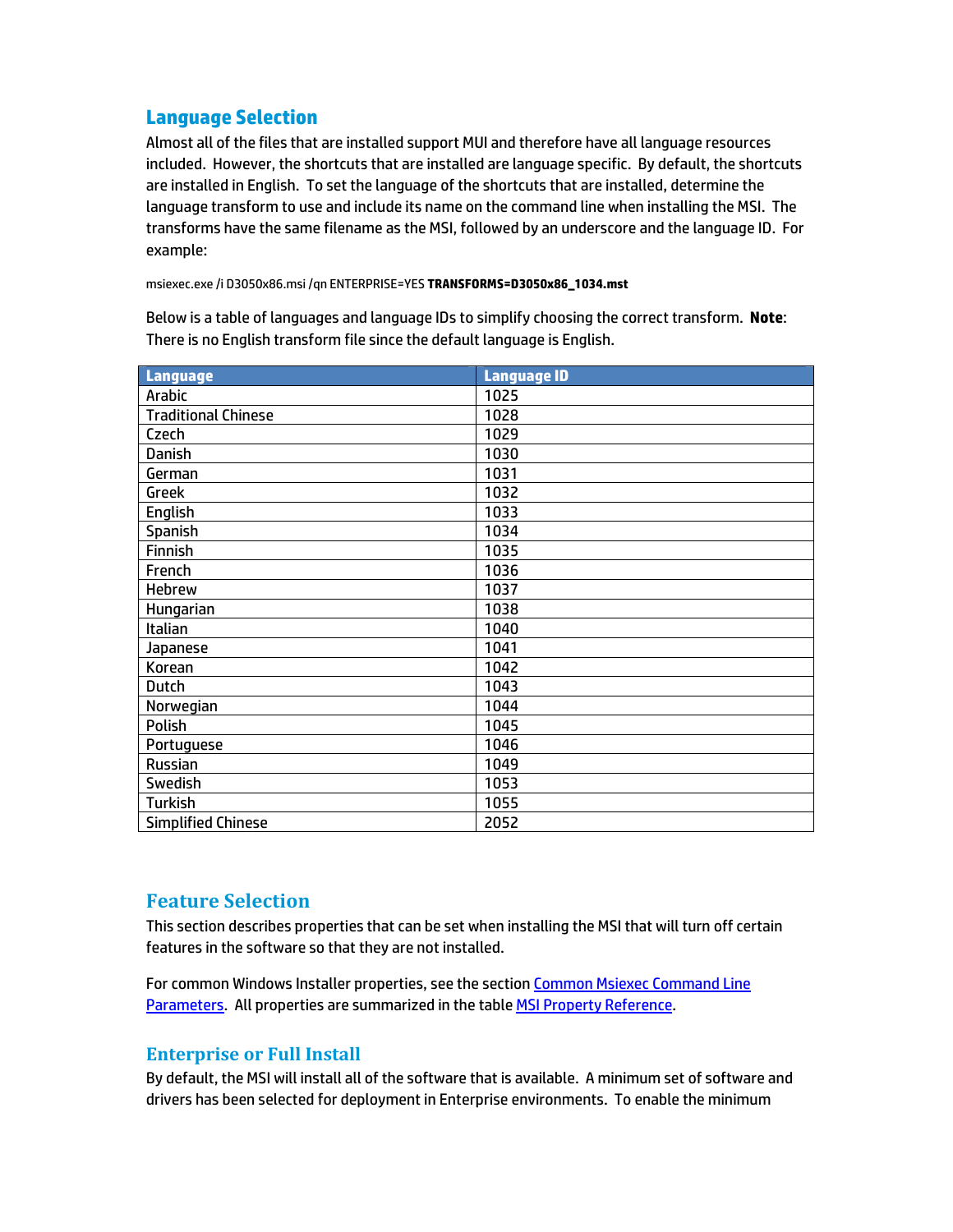## Language Selection

Almost all of the files that are installed support MUI and therefore have all language resources included. However, the shortcuts that are installed are language specific. By default, the shortcuts are installed in English. To set the language of the shortcuts that are installed, determine the language transform to use and include its name on the command line when installing the MSI. The transforms have the same filename as the MSI, followed by an underscore and the language ID. For example:

msiexec.exe /i D3050x86.msi /qn ENTERPRISE=YES **TRANSFORMS=D3050x86_1034.mst**

Below is a table of languages and language IDs to simplify choosing the correct transform. **Note**: There is no English transform file since the default language is English.

| Language | Language ID |
|---|---|
| Arabic | 1025 |
| Traditional Chinese | 1028 |
| Czech | 1029 |
| Danish | 1030 |
| German | 1031 |
| Greek | 1032 |
| English | 1033 |
| Spanish | 1034 |
| Finnish | 1035 |
| French | 1036 |
| Hebrew | 1037 |
| Hungarian | 1038 |
| Italian | 1040 |
| Japanese | 1041 |
| Korean | 1042 |
| Dutch | 1043 |
| Norwegian | 1044 |
| Polish | 1045 |
| Portuguese | 1046 |
| Russian | 1049 |
| Swedish | 1053 |
| Turkish | 1055 |
| Simplified Chinese | 2052 |

## Feature Selection

This section describes properties that can be set when installing the MSI that will turn off certain features in the software so that they are not installed.

For common Windows Installer properties, see the section Common Msiexec Command Line Parameters. All properties are summarized in the table MSI Property Reference.

### Enterprise or Full Install

By default, the MSI will install all of the software that is available. A minimum set of software and drivers has been selected for deployment in Enterprise environments. To enable the minimum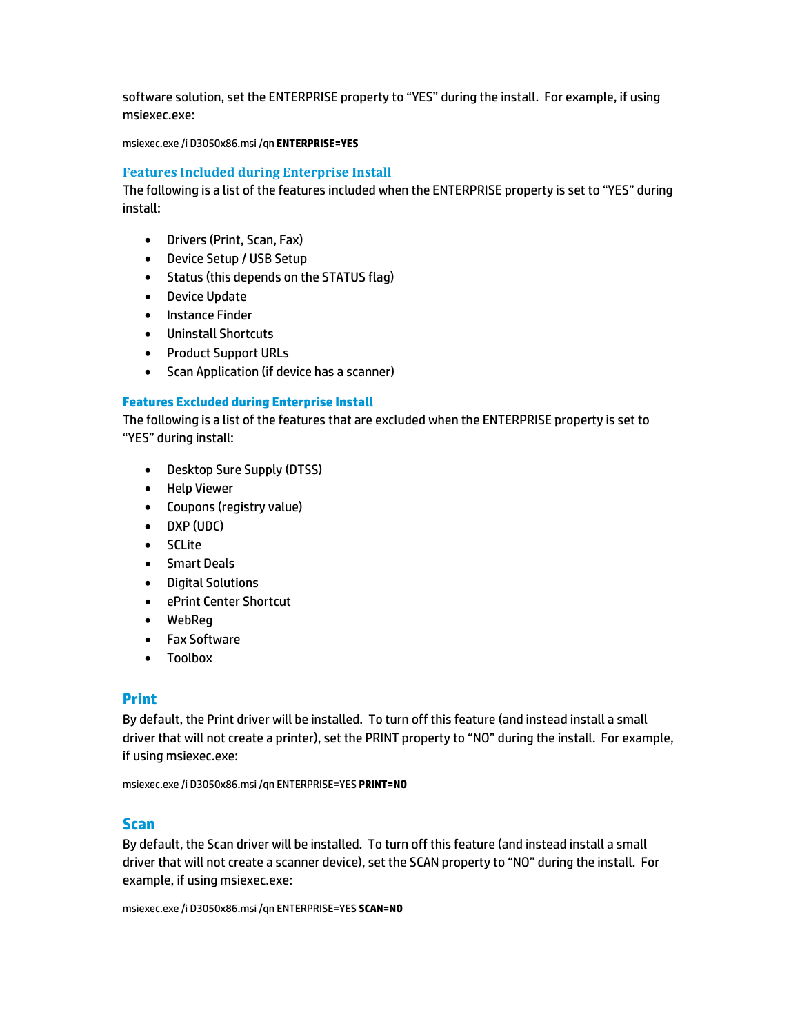software solution, set the ENTERPRISE property to "YES" during the install. For example, if using msiexec.exe:

```
msiexec.exe /i D3050x86.msi /qn ENTERPRISE=YES
```

### Features Included during Enterprise Install

The following is a list of the features included when the ENTERPRISE property is set to "YES" during install:

- Drivers (Print, Scan, Fax)
- Device Setup / USB Setup
- Status (this depends on the STATUS flag)
- Device Update
- Instance Finder
- Uninstall Shortcuts
- Product Support URLs
- Scan Application (if device has a scanner)

### Features Excluded during Enterprise Install

The following is a list of the features that are excluded when the ENTERPRISE property is set to "YES" during install:

- Desktop Sure Supply (DTSS)
- Help Viewer
- Coupons (registry value)
- DXP (UDC)
- SCLite
- Smart Deals
- Digital Solutions
- ePrint Center Shortcut
- WebReg
- Fax Software
- Toolbox

## Print

By default, the Print driver will be installed. To turn off this feature (and instead install a small driver that will not create a printer), set the PRINT property to "NO" during the install. For example, if using msiexec.exe:

```
msiexec.exe /i D3050x86.msi /qn ENTERPRISE=YES PRINT=NO
```

## Scan

By default, the Scan driver will be installed. To turn off this feature (and instead install a small driver that will not create a scanner device), set the SCAN property to "NO" during the install. For example, if using msiexec.exe:

```
msiexec.exe /i D3050x86.msi /qn ENTERPRISE=YES SCAN=NO
```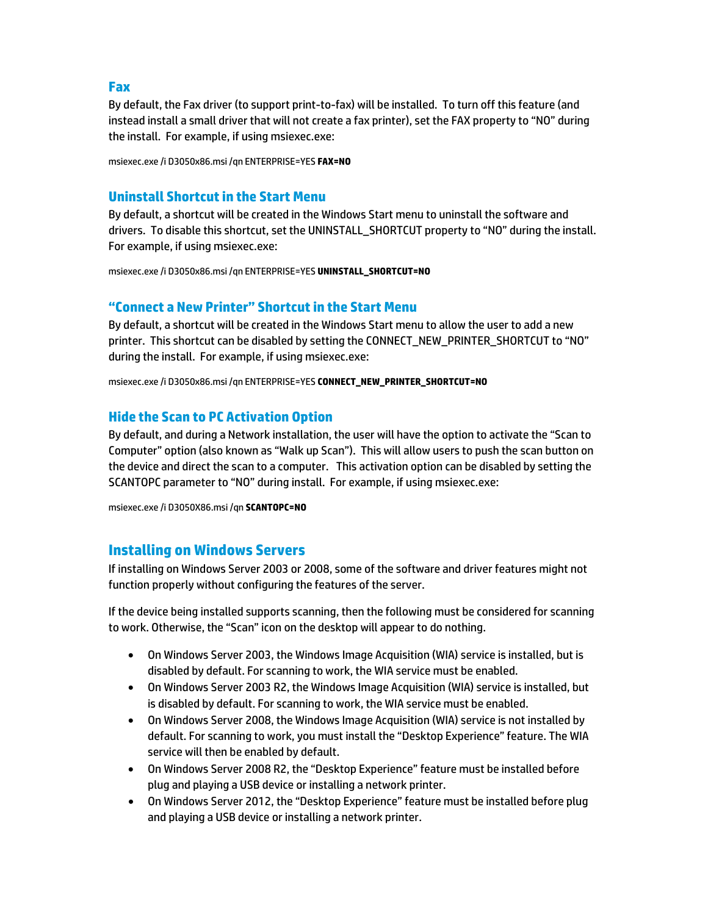### Fax

By default, the Fax driver (to support print-to-fax) will be installed. To turn off this feature (and instead install a small driver that will not create a fax printer), set the FAX property to "NO" during the install. For example, if using msiexec.exe:

msiexec.exe /i D3050x86.msi /qn ENTERPRISE=YES **FAX=NO**

### Uninstall Shortcut in the Start Menu

By default, a shortcut will be created in the Windows Start menu to uninstall the software and drivers. To disable this shortcut, set the UNINSTALL_SHORTCUT property to "NO" during the install. For example, if using msiexec.exe:

msiexec.exe /i D3050x86.msi /qn ENTERPRISE=YES **UNINSTALL_SHORTCUT=NO**

### "Connect a New Printer" Shortcut in the Start Menu

By default, a shortcut will be created in the Windows Start menu to allow the user to add a new printer. This shortcut can be disabled by setting the CONNECT_NEW_PRINTER_SHORTCUT to "NO" during the install. For example, if using msiexec.exe:

msiexec.exe /i D3050x86.msi /qn ENTERPRISE=YES **CONNECT_NEW_PRINTER_SHORTCUT=NO**

### Hide the Scan to PC Activation Option

By default, and during a Network installation, the user will have the option to activate the "Scan to Computer" option (also known as "Walk up Scan"). This will allow users to push the scan button on the device and direct the scan to a computer. This activation option can be disabled by setting the SCANTOPC parameter to "NO" during install. For example, if using msiexec.exe:

msiexec.exe /i D3050X86.msi /qn **SCANTOPC=NO**

## Installing on Windows Servers

If installing on Windows Server 2003 or 2008, some of the software and driver features might not function properly without configuring the features of the server.

If the device being installed supports scanning, then the following must be considered for scanning to work. Otherwise, the "Scan" icon on the desktop will appear to do nothing.

- On Windows Server 2003, the Windows Image Acquisition (WIA) service is installed, but is disabled by default. For scanning to work, the WIA service must be enabled.
- On Windows Server 2003 R2, the Windows Image Acquisition (WIA) service is installed, but is disabled by default. For scanning to work, the WIA service must be enabled.
- On Windows Server 2008, the Windows Image Acquisition (WIA) service is not installed by default. For scanning to work, you must install the "Desktop Experience" feature. The WIA service will then be enabled by default.
- On Windows Server 2008 R2, the "Desktop Experience" feature must be installed before plug and playing a USB device or installing a network printer.
- On Windows Server 2012, the "Desktop Experience" feature must be installed before plug and playing a USB device or installing a network printer.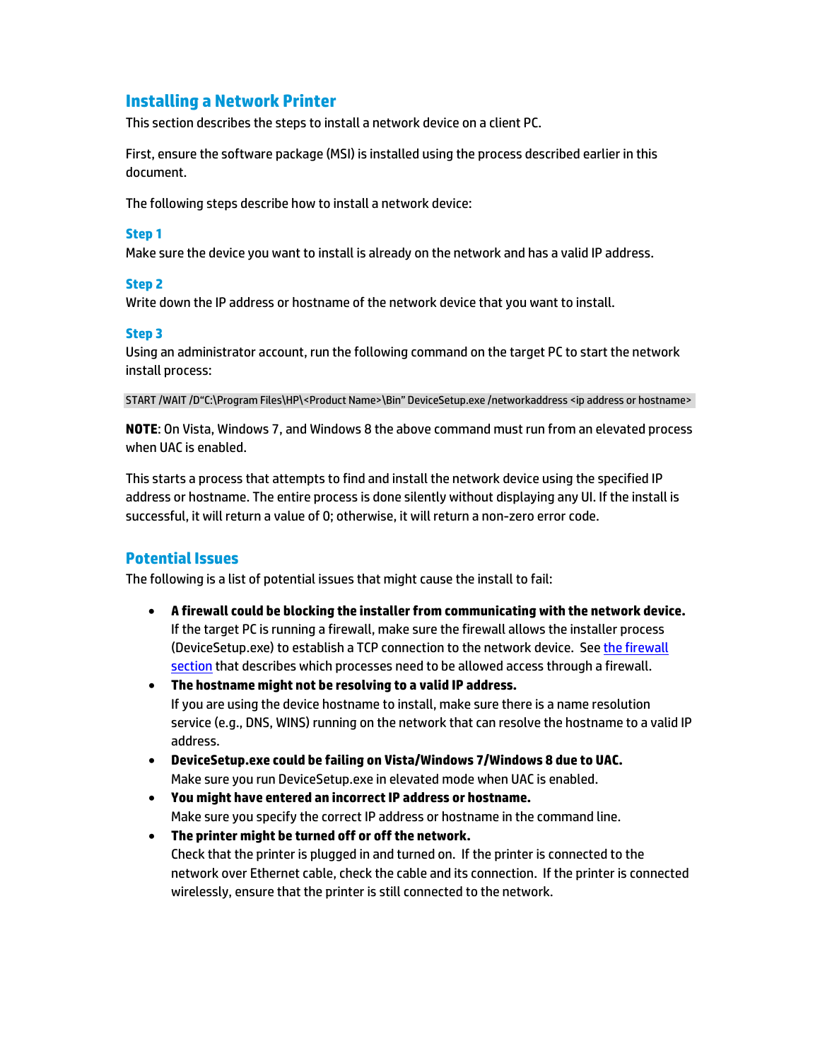## Installing a Network Printer

This section describes the steps to install a network device on a client PC.

First, ensure the software package (MSI) is installed using the process described earlier in this document.

The following steps describe how to install a network device:

### Step 1

Make sure the device you want to install is already on the network and has a valid IP address.

### Step 2

Write down the IP address or hostname of the network device that you want to install.

### Step 3

Using an administrator account, run the following command on the target PC to start the network install process:

```
START /WAIT /D"C:\Program Files\HP\<Product Name>\Bin" DeviceSetup.exe /networkaddress <ip address or hostname>
```

**NOTE**: On Vista, Windows 7, and Windows 8 the above command must run from an elevated process when UAC is enabled.

This starts a process that attempts to find and install the network device using the specified IP address or hostname. The entire process is done silently without displaying any UI. If the install is successful, it will return a value of 0; otherwise, it will return a non-zero error code.

## Potential Issues

The following is a list of potential issues that might cause the install to fail:

- **A firewall could be blocking the installer from communicating with the network device.** If the target PC is running a firewall, make sure the firewall allows the installer process (DeviceSetup.exe) to establish a TCP connection to the network device. See the firewall section that describes which processes need to be allowed access through a firewall.
- **The hostname might not be resolving to a valid IP address.** If you are using the device hostname to install, make sure there is a name resolution service (e.g., DNS, WINS) running on the network that can resolve the hostname to a valid IP address.
- **DeviceSetup.exe could be failing on Vista/Windows 7/Windows 8 due to UAC.** Make sure you run DeviceSetup.exe in elevated mode when UAC is enabled.
- **You might have entered an incorrect IP address or hostname.** Make sure you specify the correct IP address or hostname in the command line.
- **The printer might be turned off or off the network.** Check that the printer is plugged in and turned on. If the printer is connected to the network over Ethernet cable, check the cable and its connection. If the printer is connected wirelessly, ensure that the printer is still connected to the network.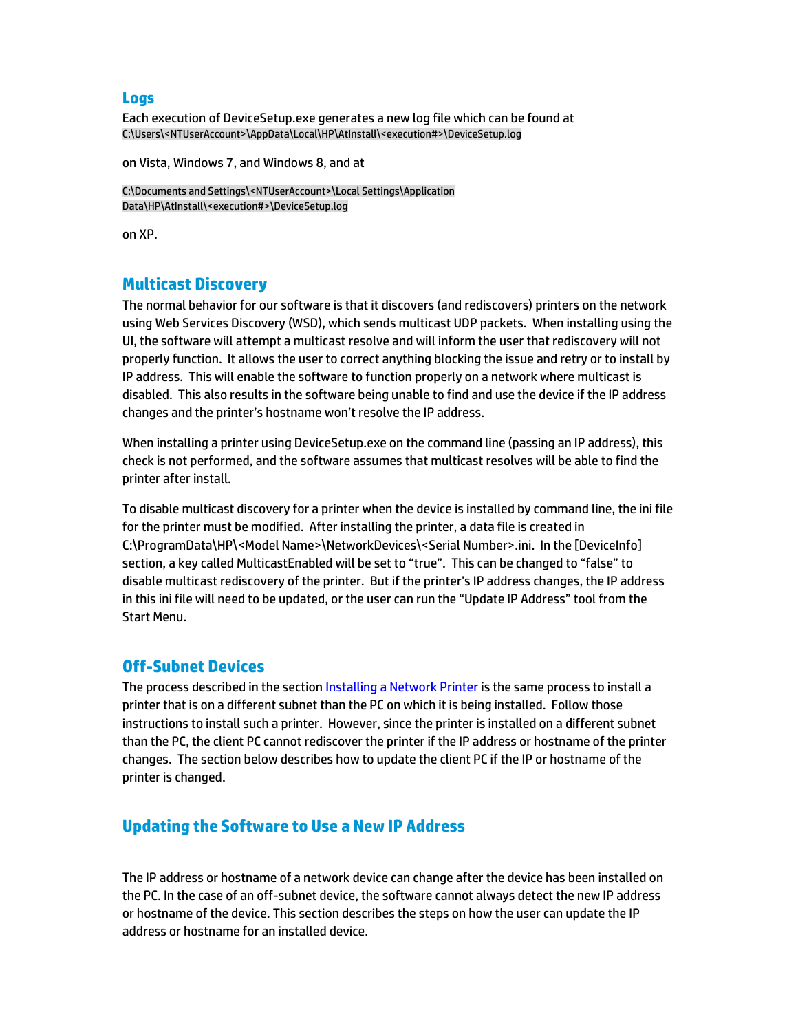## Logs

Each execution of DeviceSetup.exe generates a new log file which can be found at `C:\Users\<NTUserAccount>\AppData\Local\HP\AtInstall\<execution#>\DeviceSetup.log`

on Vista, Windows 7, and Windows 8, and at

`C:\Documents and Settings\<NTUserAccount>\Local Settings\Application Data\HP\AtInstall\<execution#>\DeviceSetup.log`

on XP.

## Multicast Discovery

The normal behavior for our software is that it discovers (and rediscovers) printers on the network using Web Services Discovery (WSD), which sends multicast UDP packets. When installing using the UI, the software will attempt a multicast resolve and will inform the user that rediscovery will not properly function. It allows the user to correct anything blocking the issue and retry or to install by IP address. This will enable the software to function properly on a network where multicast is disabled. This also results in the software being unable to find and use the device if the IP address changes and the printer's hostname won't resolve the IP address.

When installing a printer using DeviceSetup.exe on the command line (passing an IP address), this check is not performed, and the software assumes that multicast resolves will be able to find the printer after install.

To disable multicast discovery for a printer when the device is installed by command line, the ini file for the printer must be modified. After installing the printer, a data file is created in C:\ProgramData\HP\<Model Name>\NetworkDevices\<Serial Number>.ini. In the [DeviceInfo] section, a key called MulticastEnabled will be set to "true". This can be changed to "false" to disable multicast rediscovery of the printer. But if the printer's IP address changes, the IP address in this ini file will need to be updated, or the user can run the "Update IP Address" tool from the Start Menu.

## Off-Subnet Devices

The process described in the section Installing a Network Printer is the same process to install a printer that is on a different subnet than the PC on which it is being installed. Follow those instructions to install such a printer. However, since the printer is installed on a different subnet than the PC, the client PC cannot rediscover the printer if the IP address or hostname of the printer changes. The section below describes how to update the client PC if the IP or hostname of the printer is changed.

## Updating the Software to Use a New IP Address

The IP address or hostname of a network device can change after the device has been installed on the PC. In the case of an off-subnet device, the software cannot always detect the new IP address or hostname of the device. This section describes the steps on how the user can update the IP address or hostname for an installed device.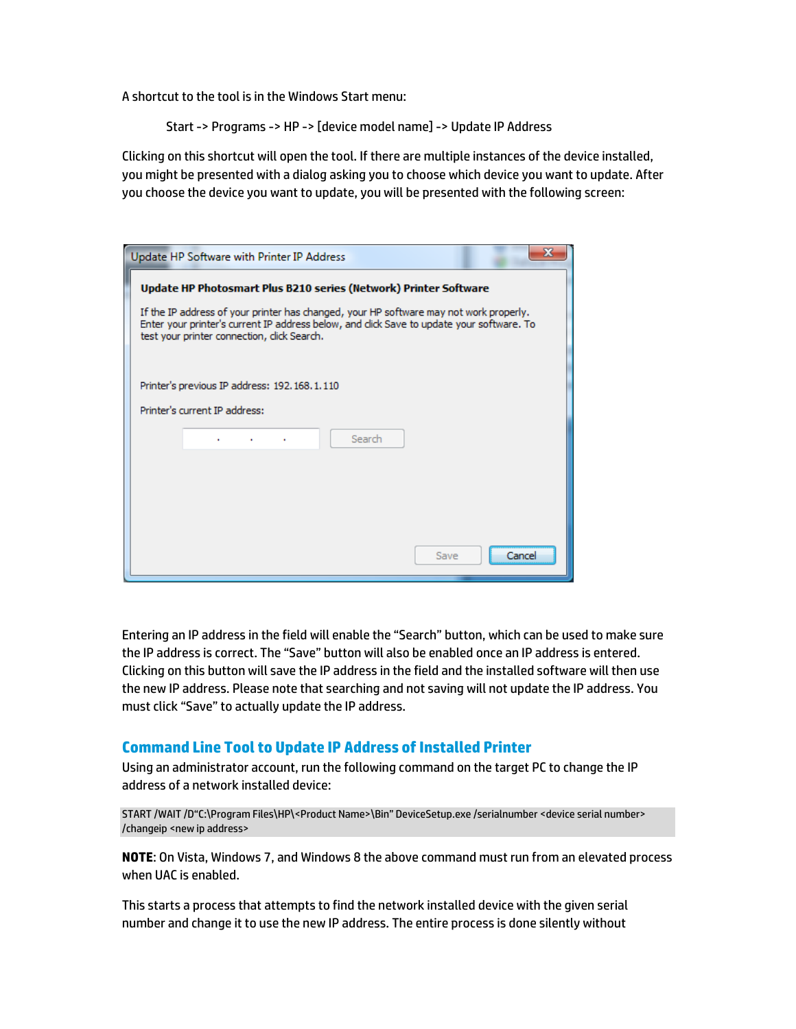A shortcut to the tool is in the Windows Start menu:

Start -> Programs -> HP -> [device model name] -> Update IP Address

Clicking on this shortcut will open the tool. If there are multiple instances of the device installed, you might be presented with a dialog asking you to choose which device you want to update. After you choose the device you want to update, you will be presented with the following screen:

Entering an IP address in the field will enable the “Search” button, which can be used to make sure the IP address is correct. The “Save” button will also be enabled once an IP address is entered. Clicking on this button will save the IP address in the field and the installed software will then use the new IP address. Please note that searching and not saving will not update the IP address. You must click “Save” to actually update the IP address.

## Command Line Tool to Update IP Address of Installed Printer

Using an administrator account, run the following command on the target PC to change the IP address of a network installed device:

```
START /WAIT /D“C:\Program Files\HP\<Product Name>\Bin” DeviceSetup.exe /serialnumber <device serial number> /changeip <new ip address>
```

**NOTE**: On Vista, Windows 7, and Windows 8 the above command must run from an elevated process when UAC is enabled.

This starts a process that attempts to find the network installed device with the given serial number and change it to use the new IP address. The entire process is done silently without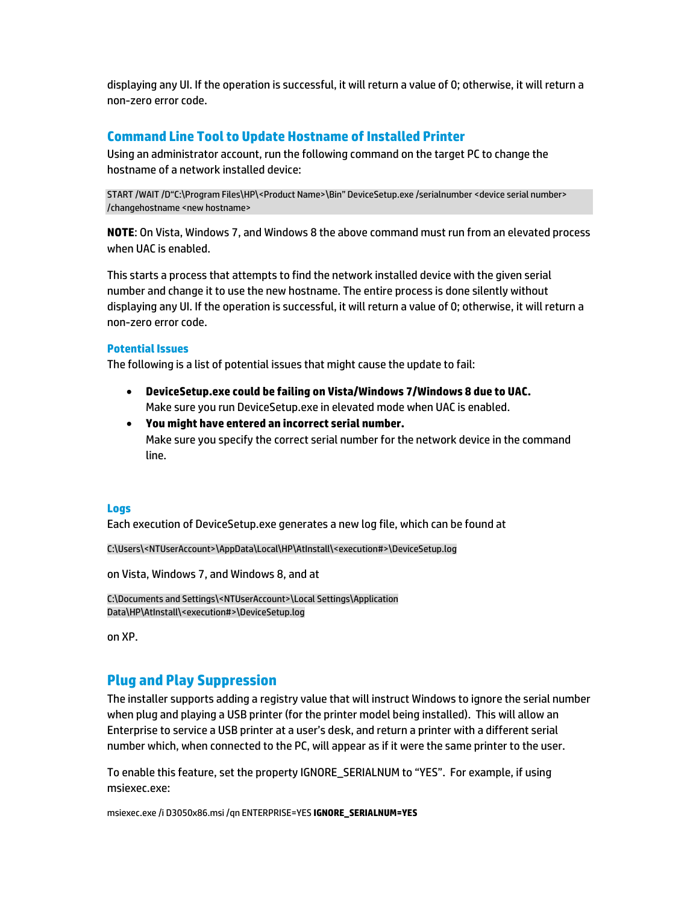displaying any UI. If the operation is successful, it will return a value of 0; otherwise, it will return a non-zero error code.

## Command Line Tool to Update Hostname of Installed Printer

Using an administrator account, run the following command on the target PC to change the hostname of a network installed device:

```
START /WAIT /D"C:\Program Files\HP\<Product Name>\Bin" DeviceSetup.exe /serialnumber <device serial number> /changehostname <new hostname>
```

**NOTE**: On Vista, Windows 7, and Windows 8 the above command must run from an elevated process when UAC is enabled.

This starts a process that attempts to find the network installed device with the given serial number and change it to use the new hostname. The entire process is done silently without displaying any UI. If the operation is successful, it will return a value of 0; otherwise, it will return a non-zero error code.

### Potential Issues

The following is a list of potential issues that might cause the update to fail:

- **DeviceSetup.exe could be failing on Vista/Windows 7/Windows 8 due to UAC.**
  Make sure you run DeviceSetup.exe in elevated mode when UAC is enabled.
- **You might have entered an incorrect serial number.**
  Make sure you specify the correct serial number for the network device in the command line.

### Logs

Each execution of DeviceSetup.exe generates a new log file, which can be found at

```
C:\Users\<NTUserAccount>\AppData\Local\HP\AtInstall\<execution#>\DeviceSetup.log
```

on Vista, Windows 7, and Windows 8, and at

```
C:\Documents and Settings\<NTUserAccount>\Local Settings\Application Data\HP\AtInstall\<execution#>\DeviceSetup.log
```

on XP.

## Plug and Play Suppression

The installer supports adding a registry value that will instruct Windows to ignore the serial number when plug and playing a USB printer (for the printer model being installed). This will allow an Enterprise to service a USB printer at a user's desk, and return a printer with a different serial number which, when connected to the PC, will appear as if it were the same printer to the user.

To enable this feature, set the property IGNORE_SERIALNUM to "YES". For example, if using msiexec.exe:

msiexec.exe /i D3050x86.msi /qn ENTERPRISE=YES **IGNORE_SERIALNUM=YES**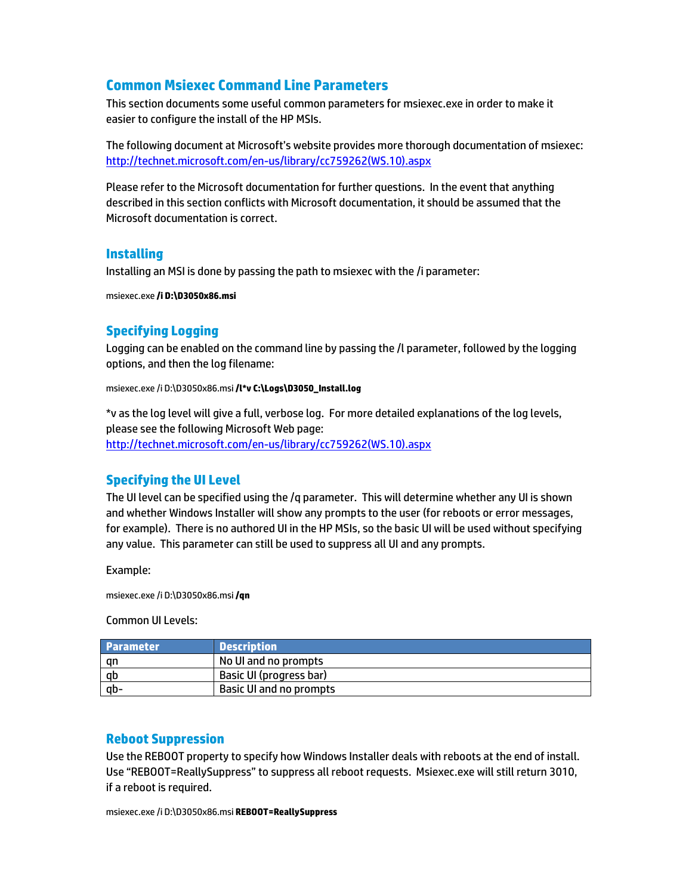## Common Msiexec Command Line Parameters

This section documents some useful common parameters for msiexec.exe in order to make it easier to configure the install of the HP MSIs.

The following document at Microsoft's website provides more thorough documentation of msiexec: http://technet.microsoft.com/en-us/library/cc759262(WS.10).aspx

Please refer to the Microsoft documentation for further questions. In the event that anything described in this section conflicts with Microsoft documentation, it should be assumed that the Microsoft documentation is correct.

### Installing

Installing an MSI is done by passing the path to msiexec with the /i parameter:

msiexec.exe **/i D:\D3050x86.msi**

### Specifying Logging

Logging can be enabled on the command line by passing the /l parameter, followed by the logging options, and then the log filename:

msiexec.exe /i D:\D3050x86.msi **/l*v C:\Logs\D3050_Install.log**

*v as the log level will give a full, verbose log. For more detailed explanations of the log levels, please see the following Microsoft Web page:
http://technet.microsoft.com/en-us/library/cc759262(WS.10).aspx

### Specifying the UI Level

The UI level can be specified using the /q parameter. This will determine whether any UI is shown and whether Windows Installer will show any prompts to the user (for reboots or error messages, for example). There is no authored UI in the HP MSIs, so the basic UI will be used without specifying any value. This parameter can still be used to suppress all UI and any prompts.

Example:

msiexec.exe /i D:\D3050x86.msi **/qn**

Common UI Levels:

| Parameter | Description |
|---|---|
| qn | No UI and no prompts |
| qb | Basic UI (progress bar) |
| qb- | Basic UI and no prompts |

### Reboot Suppression

Use the REBOOT property to specify how Windows Installer deals with reboots at the end of install. Use "REBOOT=ReallySuppress" to suppress all reboot requests. Msiexec.exe will still return 3010, if a reboot is required.

msiexec.exe /i D:\D3050x86.msi **REBOOT=ReallySuppress**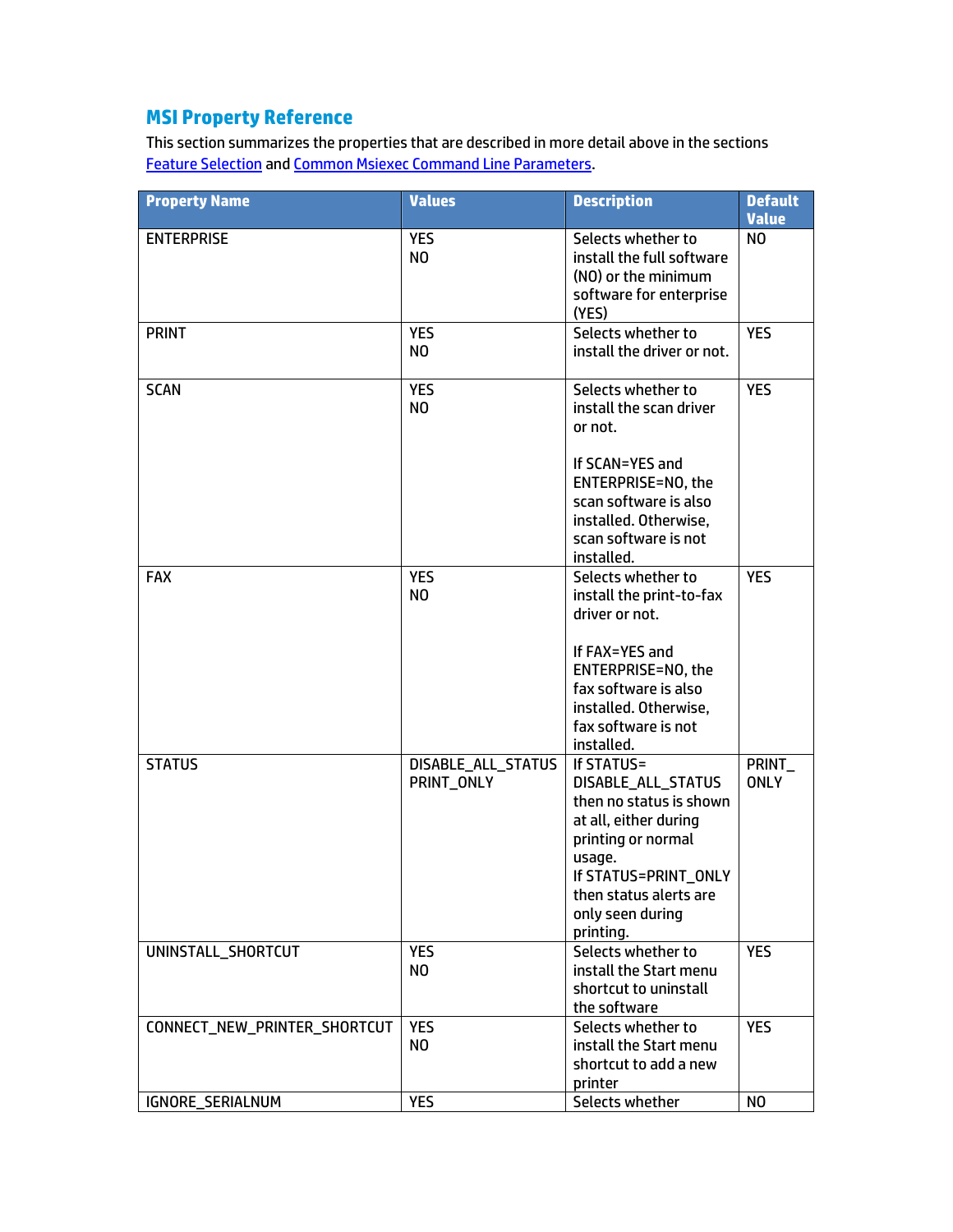## MSI Property Reference

This section summarizes the properties that are described in more detail above in the sections Feature Selection and Common Msiexec Command Line Parameters.

| Property Name | Values | Description | Default Value |
|---|---|---|---|
| ENTERPRISE | YES<br>NO | Selects whether to install the full software (NO) or the minimum software for enterprise (YES) | NO |
| PRINT | YES<br>NO | Selects whether to install the driver or not. | YES |
| SCAN | YES<br>NO | Selects whether to install the scan driver or not.<br><br>If SCAN=YES and ENTERPRISE=NO, the scan software is also installed. Otherwise, scan software is not installed. | YES |
| FAX | YES<br>NO | Selects whether to install the print-to-fax driver or not.<br><br>If FAX=YES and ENTERPRISE=NO, the fax software is also installed. Otherwise, fax software is not installed. | YES |
| STATUS | DISABLE_ALL_STATUS<br>PRINT_ONLY | If STATUS= DISABLE_ALL_STATUS then no status is shown at all, either during printing or normal usage.<br>If STATUS=PRINT_ONLY then status alerts are only seen during printing. | PRINT_ ONLY |
| UNINSTALL_SHORTCUT | YES<br>NO | Selects whether to install the Start menu shortcut to uninstall the software | YES |
| CONNECT_NEW_PRINTER_SHORTCUT | YES<br>NO | Selects whether to install the Start menu shortcut to add a new printer | YES |
| IGNORE_SERIALNUM | YES | Selects whether | NO |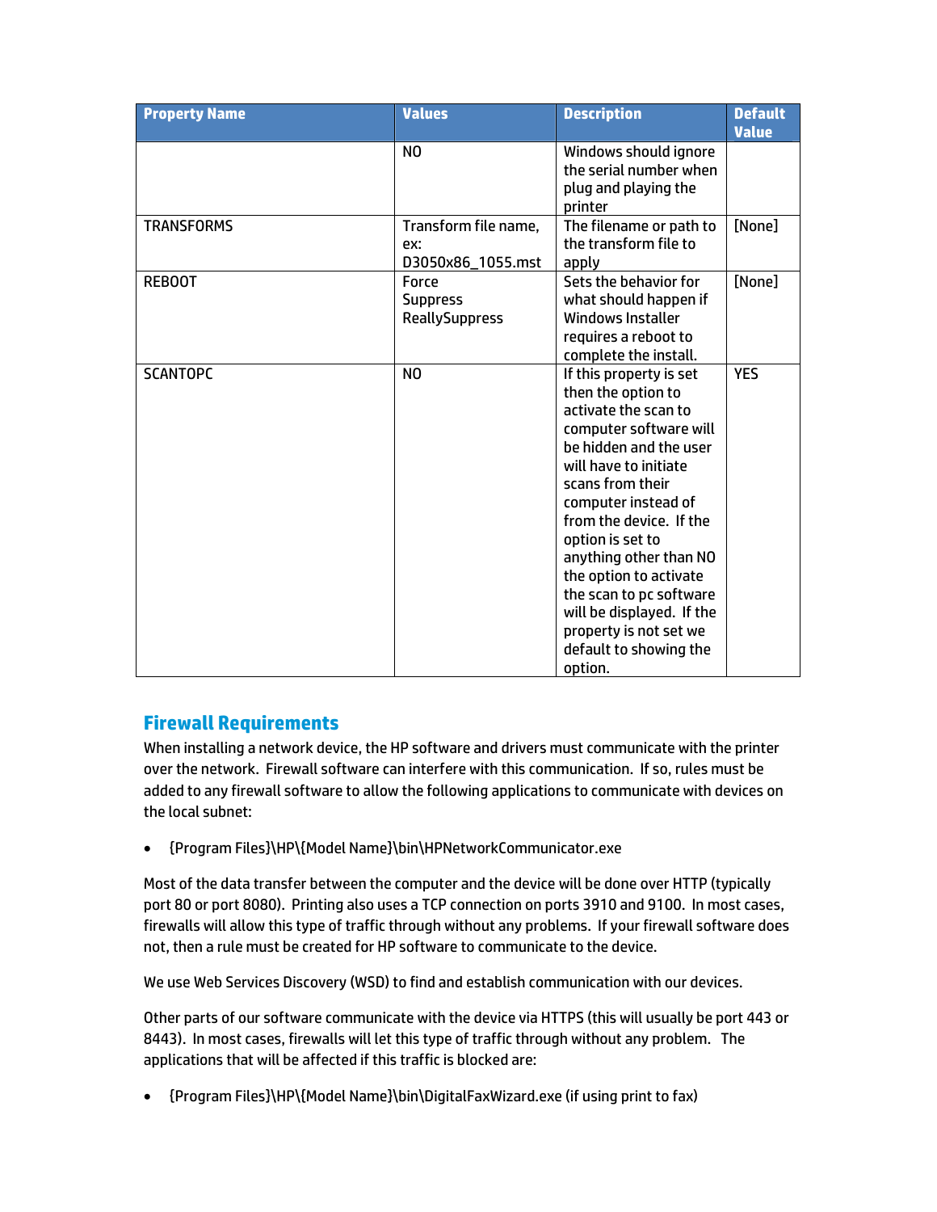| Property Name | Values | Description | Default Value |
| --- | --- | --- | --- |
| | NO | Windows should ignore the serial number when plug and playing the printer | |
| TRANSFORMS | Transform file name, ex: D3050x86_1055.mst | The filename or path to the transform file to apply | [None] |
| REBOOT | Force Suppress ReallySuppress | Sets the behavior for what should happen if Windows Installer requires a reboot to complete the install. | [None] |
| SCANTOPC | NO | If this property is set then the option to activate the scan to computer software will be hidden and the user will have to initiate scans from their computer instead of from the device. If the option is set to anything other than NO the option to activate the scan to pc software will be displayed. If the property is not set we default to showing the option. | YES |

## Firewall Requirements

When installing a network device, the HP software and drivers must communicate with the printer over the network. Firewall software can interfere with this communication. If so, rules must be added to any firewall software to allow the following applications to communicate with devices on the local subnet:

- {Program Files}\HP\{Model Name}\bin\HPNetworkCommunicator.exe

Most of the data transfer between the computer and the device will be done over HTTP (typically port 80 or port 8080). Printing also uses a TCP connection on ports 3910 and 9100. In most cases, firewalls will allow this type of traffic through without any problems. If your firewall software does not, then a rule must be created for HP software to communicate to the device.

We use Web Services Discovery (WSD) to find and establish communication with our devices.

Other parts of our software communicate with the device via HTTPS (this will usually be port 443 or 8443). In most cases, firewalls will let this type of traffic through without any problem. The applications that will be affected if this traffic is blocked are:

- {Program Files}\HP\{Model Name}\bin\DigitalFaxWizard.exe (if using print to fax)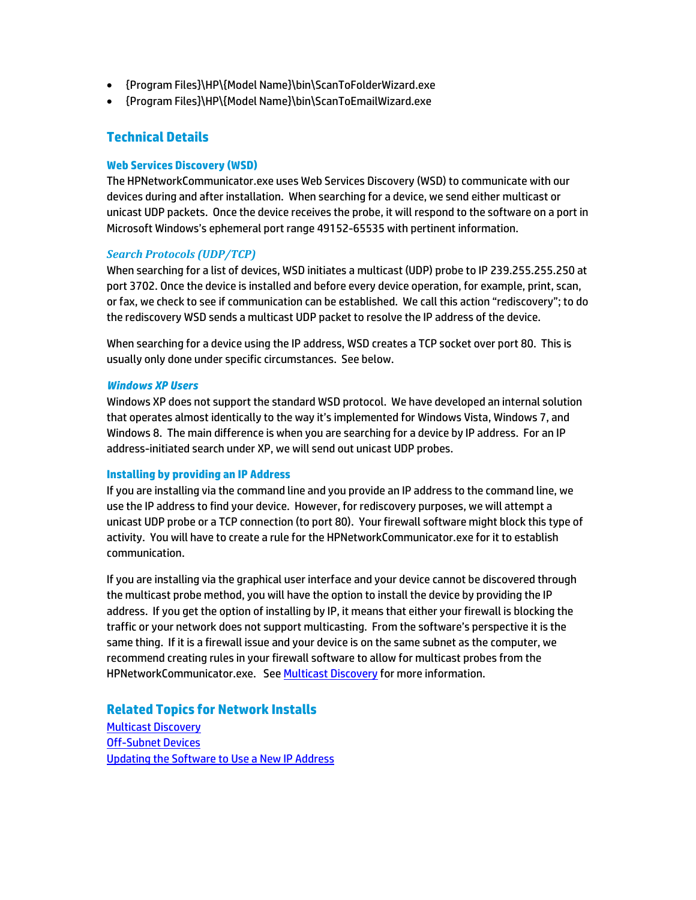- {Program Files}\HP\{Model Name}\bin\ScanToFolderWizard.exe
- {Program Files}\HP\{Model Name}\bin\ScanToEmailWizard.exe

## Technical Details

### Web Services Discovery (WSD)

The HPNetworkCommunicator.exe uses Web Services Discovery (WSD) to communicate with our devices during and after installation. When searching for a device, we send either multicast or unicast UDP packets. Once the device receives the probe, it will respond to the software on a port in Microsoft Windows's ephemeral port range 49152-65535 with pertinent information.

#### *Search Protocols (UDP/TCP)*

When searching for a list of devices, WSD initiates a multicast (UDP) probe to IP 239.255.255.250 at port 3702. Once the device is installed and before every device operation, for example, print, scan, or fax, we check to see if communication can be established. We call this action "rediscovery"; to do the rediscovery WSD sends a multicast UDP packet to resolve the IP address of the device.

When searching for a device using the IP address, WSD creates a TCP socket over port 80. This is usually only done under specific circumstances. See below.

#### *Windows XP Users*

Windows XP does not support the standard WSD protocol. We have developed an internal solution that operates almost identically to the way it's implemented for Windows Vista, Windows 7, and Windows 8. The main difference is when you are searching for a device by IP address. For an IP address-initiated search under XP, we will send out unicast UDP probes.

### Installing by providing an IP Address

If you are installing via the command line and you provide an IP address to the command line, we use the IP address to find your device. However, for rediscovery purposes, we will attempt a unicast UDP probe or a TCP connection (to port 80). Your firewall software might block this type of activity. You will have to create a rule for the HPNetworkCommunicator.exe for it to establish communication.

If you are installing via the graphical user interface and your device cannot be discovered through the multicast probe method, you will have the option to install the device by providing the IP address. If you get the option of installing by IP, it means that either your firewall is blocking the traffic or your network does not support multicasting. From the software's perspective it is the same thing. If it is a firewall issue and your device is on the same subnet as the computer, we recommend creating rules in your firewall software to allow for multicast probes from the HPNetworkCommunicator.exe. See Multicast Discovery for more information.

## Related Topics for Network Installs

Multicast Discovery
Off-Subnet Devices
Updating the Software to Use a New IP Address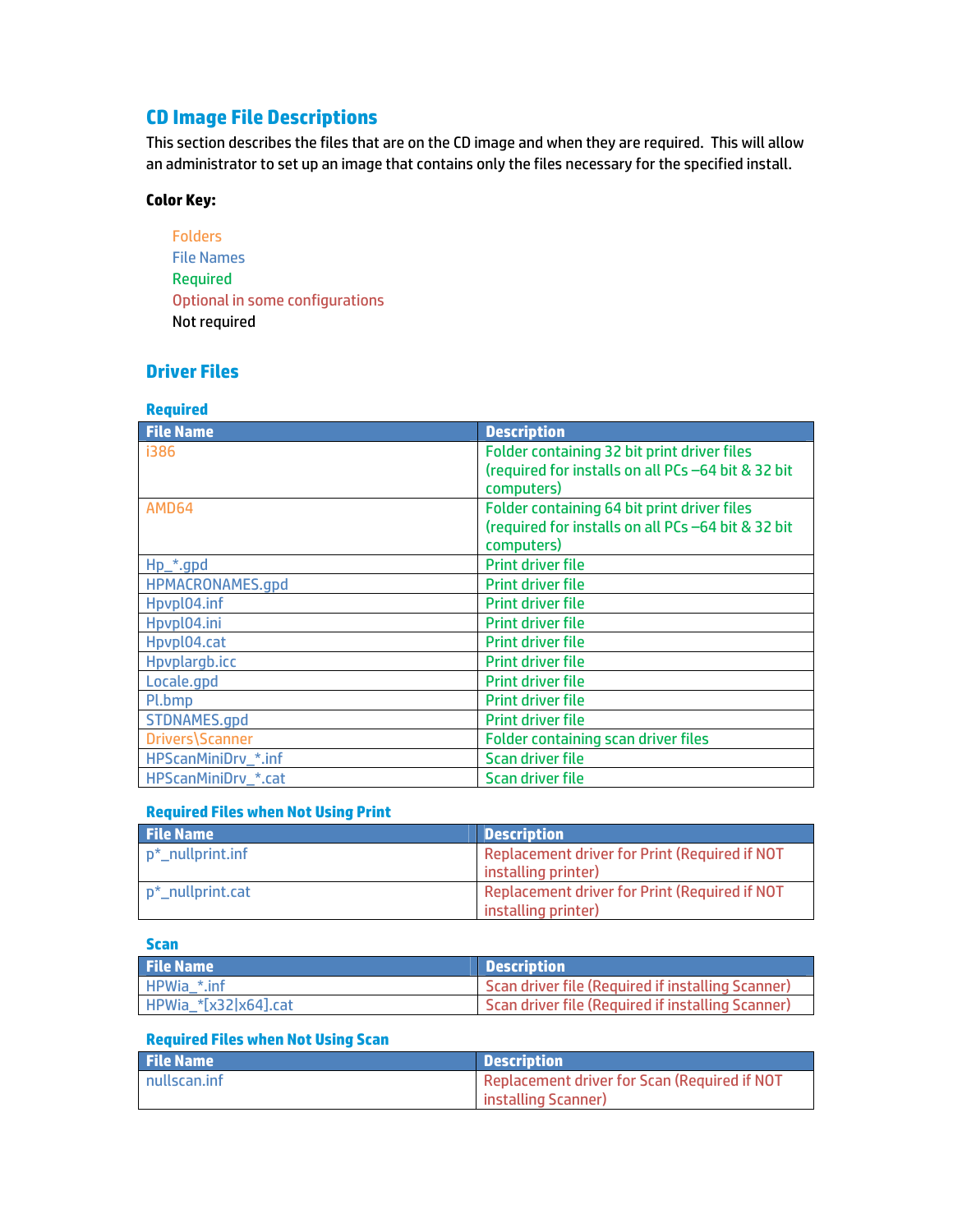## CD Image File Descriptions

This section describes the files that are on the CD image and when they are required. This will allow an administrator to set up an image that contains only the files necessary for the specified install.

**Color Key:**

Folders
File Names
Required
Optional in some configurations
Not required

## Driver Files

### Required

| File Name | Description |
|---|---|
| i386 | Folder containing 32 bit print driver files (required for installs on all PCs –64 bit & 32 bit computers) |
| AMD64 | Folder containing 64 bit print driver files (required for installs on all PCs –64 bit & 32 bit computers) |
| Hp_*.gpd | Print driver file |
| HPMACRONAMES.gpd | Print driver file |
| Hpvpl04.inf | Print driver file |
| Hpvpl04.ini | Print driver file |
| Hpvpl04.cat | Print driver file |
| Hpvplargb.icc | Print driver file |
| Locale.gpd | Print driver file |
| Pl.bmp | Print driver file |
| STDNAMES.gpd | Print driver file |
| Drivers\Scanner | Folder containing scan driver files |
| HPScanMiniDrv_*.inf | Scan driver file |
| HPScanMiniDrv_*.cat | Scan driver file |

### Required Files when Not Using Print

| File Name | Description |
|---|---|
| p*_nullprint.inf | Replacement driver for Print (Required if NOT installing printer) |
| p*_nullprint.cat | Replacement driver for Print (Required if NOT installing printer) |

### Scan

| File Name | Description |
|---|---|
| HPWia_*.inf | Scan driver file (Required if installing Scanner) |
| HPWia_*[x32\|x64].cat | Scan driver file (Required if installing Scanner) |

### Required Files when Not Using Scan

| File Name | Description |
|---|---|
| nullscan.inf | Replacement driver for Scan (Required if NOT installing Scanner) |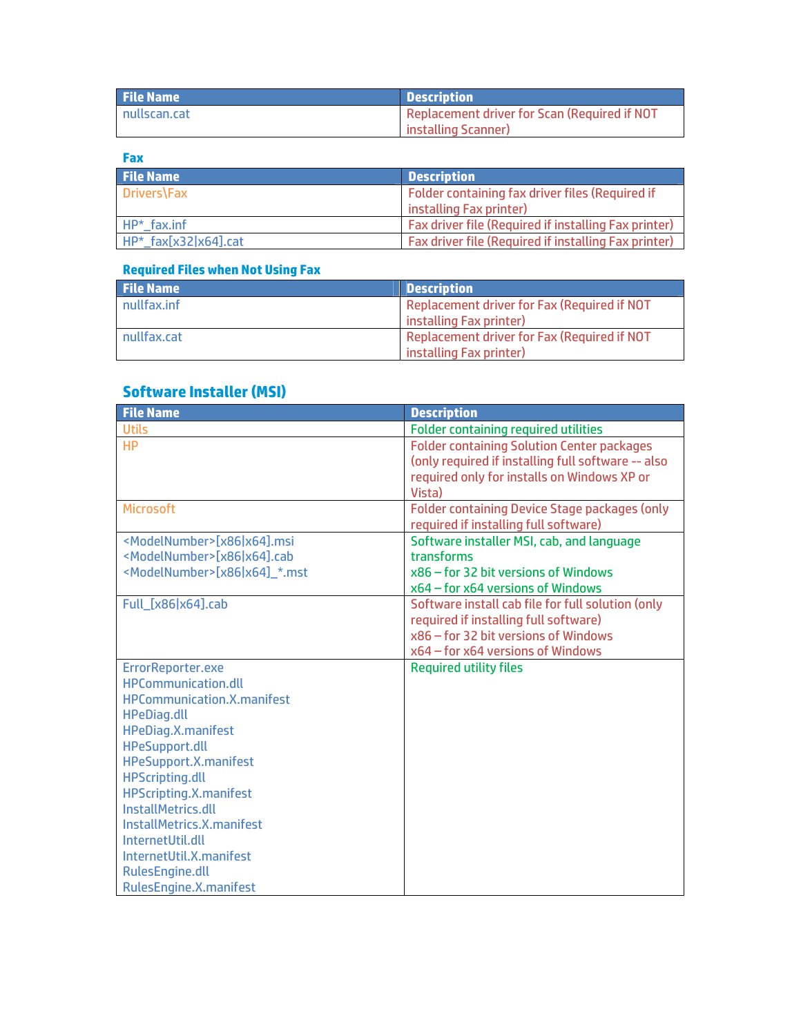| File Name | Description |
|---|---|
| nullscan.cat | Replacement driver for Scan (Required if NOT installing Scanner) |

### Fax

| File Name | Description |
|---|---|
| Drivers\Fax | Folder containing fax driver files (Required if installing Fax printer) |
| HP*_fax.inf | Fax driver file (Required if installing Fax printer) |
| HP*_fax[x32\|x64].cat | Fax driver file (Required if installing Fax printer) |

### Required Files when Not Using Fax

| File Name | Description |
|---|---|
| nullfax.inf | Replacement driver for Fax (Required if NOT installing Fax printer) |
| nullfax.cat | Replacement driver for Fax (Required if NOT installing Fax printer) |

## Software Installer (MSI)

| File Name | Description |
|---|---|
| Utils | Folder containing required utilities |
| HP | Folder containing Solution Center packages (only required if installing full software -- also required only for installs on Windows XP or Vista) |
| Microsoft | Folder containing Device Stage packages (only required if installing full software) |
| <ModelNumber>[x86\|x64].msi<br><ModelNumber>[x86\|x64].cab<br><ModelNumber>[x86\|x64]_*.mst | Software installer MSI, cab, and language transforms<br>x86 – for 32 bit versions of Windows<br>x64 – for x64 versions of Windows |
| Full_[x86\|x64].cab | Software install cab file for full solution (only required if installing full software)<br>x86 – for 32 bit versions of Windows<br>x64 – for x64 versions of Windows |
| ErrorReporter.exe<br>HPCommunication.dll<br>HPCommunication.X.manifest<br>HPeDiag.dll<br>HPeDiag.X.manifest<br>HPeSupport.dll<br>HPeSupport.X.manifest<br>HPScripting.dll<br>HPScripting.X.manifest<br>InstallMetrics.dll<br>InstallMetrics.X.manifest<br>InternetUtil.dll<br>InternetUtil.X.manifest<br>RulesEngine.dll<br>RulesEngine.X.manifest | Required utility files |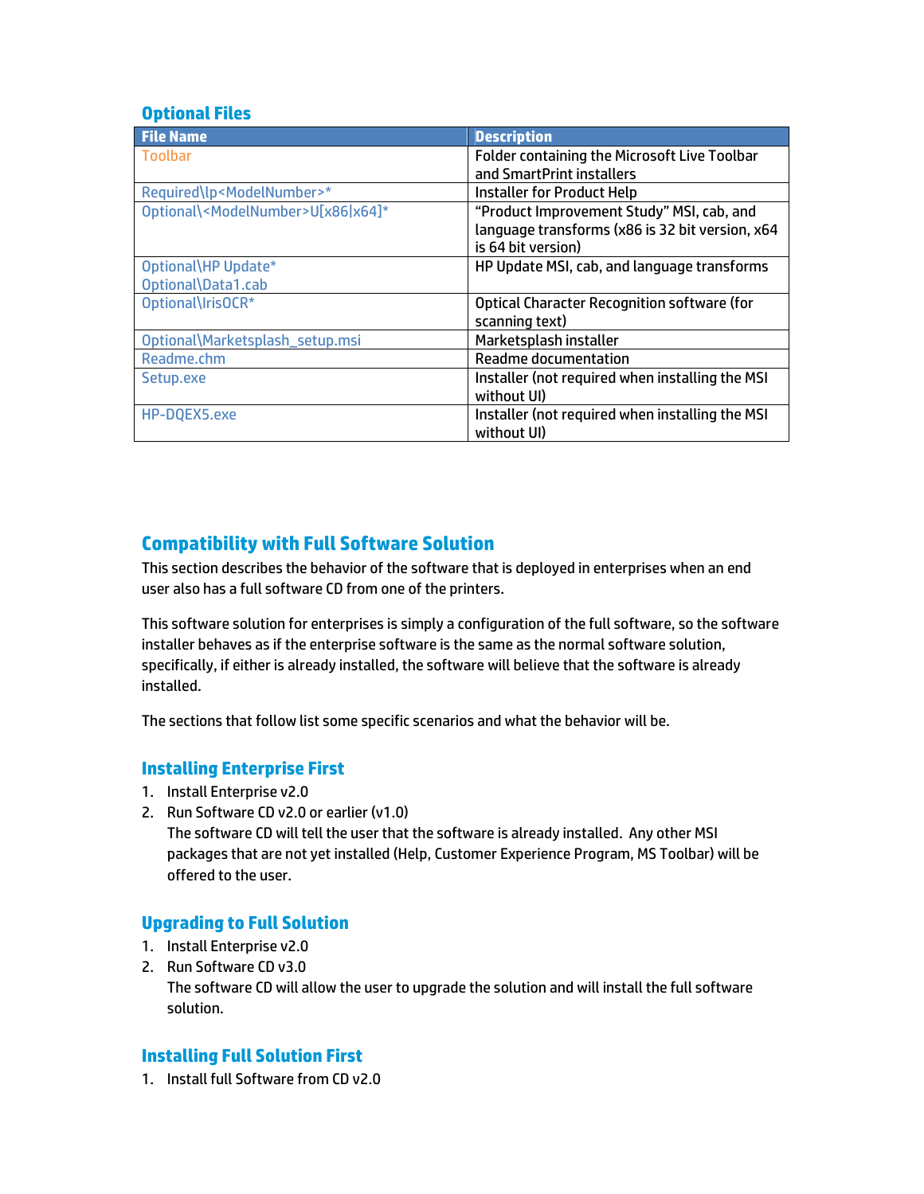## Optional Files

| File Name | Description |
|---|---|
| Toolbar | Folder containing the Microsoft Live Toolbar and SmartPrint installers |
| Required\lp<ModelNumber>* | Installer for Product Help |
| Optional\<ModelNumber>U[x86\|x64]* | "Product Improvement Study" MSI, cab, and language transforms (x86 is 32 bit version, x64 is 64 bit version) |
| Optional\HP Update*<br>Optional\Data1.cab | HP Update MSI, cab, and language transforms |
| Optional\IrisOCR* | Optical Character Recognition software (for scanning text) |
| Optional\Marketsplash_setup.msi | Marketsplash installer |
| Readme.chm | Readme documentation |
| Setup.exe | Installer (not required when installing the MSI without UI) |
| HP-DQEX5.exe | Installer (not required when installing the MSI without UI) |

## Compatibility with Full Software Solution

This section describes the behavior of the software that is deployed in enterprises when an end user also has a full software CD from one of the printers.

This software solution for enterprises is simply a configuration of the full software, so the software installer behaves as if the enterprise software is the same as the normal software solution, specifically, if either is already installed, the software will believe that the software is already installed.

The sections that follow list some specific scenarios and what the behavior will be.

### Installing Enterprise First

1. Install Enterprise v2.0
2. Run Software CD v2.0 or earlier (v1.0)
   The software CD will tell the user that the software is already installed. Any other MSI packages that are not yet installed (Help, Customer Experience Program, MS Toolbar) will be offered to the user.

### Upgrading to Full Solution

1. Install Enterprise v2.0
2. Run Software CD v3.0
   The software CD will allow the user to upgrade the solution and will install the full software solution.

### Installing Full Solution First

1. Install full Software from CD v2.0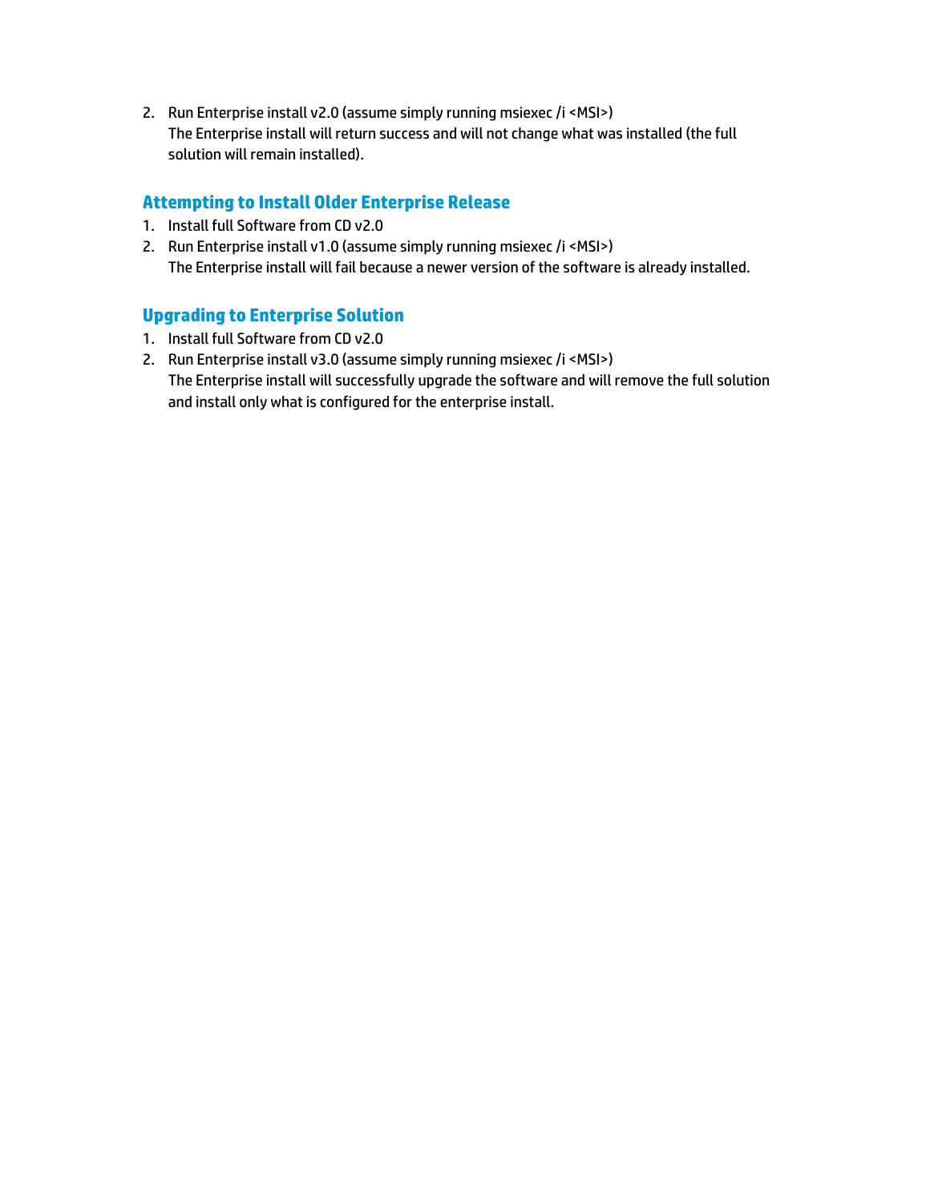2. Run Enterprise install v2.0 (assume simply running msiexec /i <MSI>)
   The Enterprise install will return success and will not change what was installed (the full solution will remain installed).

## Attempting to Install Older Enterprise Release

1. Install full Software from CD v2.0
2. Run Enterprise install v1.0 (assume simply running msiexec /i <MSI>)
   The Enterprise install will fail because a newer version of the software is already installed.

## Upgrading to Enterprise Solution

1. Install full Software from CD v2.0
2. Run Enterprise install v3.0 (assume simply running msiexec /i <MSI>)
   The Enterprise install will successfully upgrade the software and will remove the full solution and install only what is configured for the enterprise install.